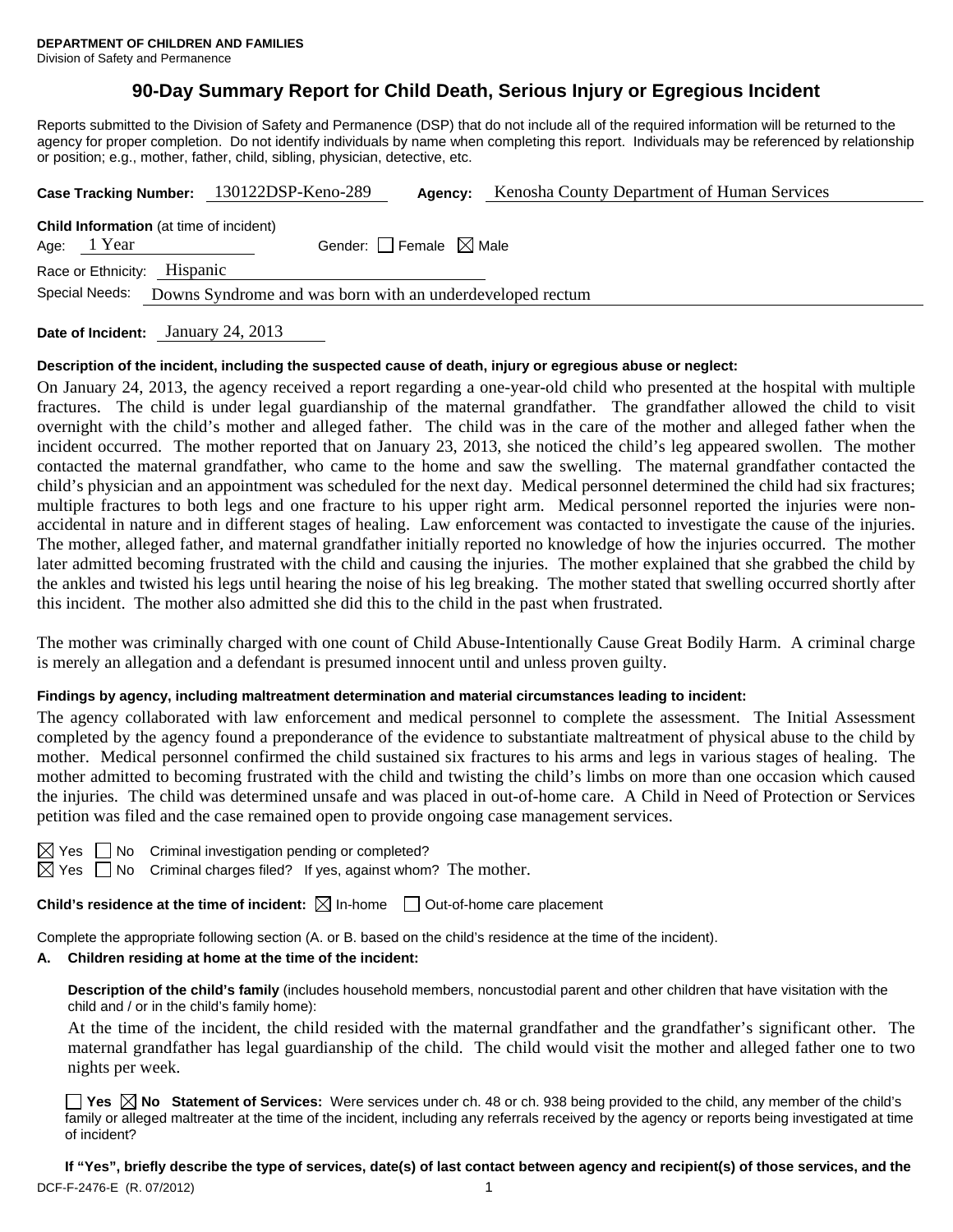**DEPARTMENT OF CHILDREN AND FAMILIES**
Division of Safety and Permanence

# 90-Day Summary Report for Child Death, Serious Injury or Egregious Incident

Reports submitted to the Division of Safety and Permanence (DSP) that do not include all of the required information will be returned to the agency for proper completion. Do not identify individuals by name when completing this report. Individuals may be referenced by relationship or position; e.g., mother, father, child, sibling, physician, detective, etc.

**Case Tracking Number:** 130122DSP-Keno-289 **Agency:** Kenosha County Department of Human Services

**Child Information** (at time of incident)
Age: 1 Year Gender: ☐ Female ☒ Male
Race or Ethnicity: Hispanic
Special Needs: Downs Syndrome and was born with an underdeveloped rectum

**Date of Incident:** January 24, 2013

**Description of the incident, including the suspected cause of death, injury or egregious abuse or neglect:**

On January 24, 2013, the agency received a report regarding a one-year-old child who presented at the hospital with multiple fractures. The child is under legal guardianship of the maternal grandfather. The grandfather allowed the child to visit overnight with the child's mother and alleged father. The child was in the care of the mother and alleged father when the incident occurred. The mother reported that on January 23, 2013, she noticed the child's leg appeared swollen. The mother contacted the maternal grandfather, who came to the home and saw the swelling. The maternal grandfather contacted the child's physician and an appointment was scheduled for the next day. Medical personnel determined the child had six fractures; multiple fractures to both legs and one fracture to his upper right arm. Medical personnel reported the injuries were non-accidental in nature and in different stages of healing. Law enforcement was contacted to investigate the cause of the injuries. The mother, alleged father, and maternal grandfather initially reported no knowledge of how the injuries occurred. The mother later admitted becoming frustrated with the child and causing the injuries. The mother explained that she grabbed the child by the ankles and twisted his legs until hearing the noise of his leg breaking. The mother stated that swelling occurred shortly after this incident. The mother also admitted she did this to the child in the past when frustrated.

The mother was criminally charged with one count of Child Abuse-Intentionally Cause Great Bodily Harm. A criminal charge is merely an allegation and a defendant is presumed innocent until and unless proven guilty.

**Findings by agency, including maltreatment determination and material circumstances leading to incident:**

The agency collaborated with law enforcement and medical personnel to complete the assessment. The Initial Assessment completed by the agency found a preponderance of the evidence to substantiate maltreatment of physical abuse to the child by mother. Medical personnel confirmed the child sustained six fractures to his arms and legs in various stages of healing. The mother admitted to becoming frustrated with the child and twisting the child's limbs on more than one occasion which caused the injuries. The child was determined unsafe and was placed in out-of-home care. A Child in Need of Protection or Services petition was filed and the case remained open to provide ongoing case management services.

☒ Yes ☐ No Criminal investigation pending or completed?
☒ Yes ☐ No Criminal charges filed? If yes, against whom? The mother.

**Child's residence at the time of incident:** ☒ In-home ☐ Out-of-home care placement

Complete the appropriate following section (A. or B. based on the child's residence at the time of the incident).

**A. Children residing at home at the time of the incident:**

**Description of the child's family** (includes household members, noncustodial parent and other children that have visitation with the child and / or in the child's family home):

At the time of the incident, the child resided with the maternal grandfather and the grandfather's significant other. The maternal grandfather has legal guardianship of the child. The child would visit the mother and alleged father one to two nights per week.

☐ **Yes** ☒ **No Statement of Services:** Were services under ch. 48 or ch. 938 being provided to the child, any member of the child's family or alleged maltreater at the time of the incident, including any referrals received by the agency or reports being investigated at time of incident?

**If "Yes", briefly describe the type of services, date(s) of last contact between agency and recipient(s) of those services, and the**

DCF-F-2476-E (R. 07/2012)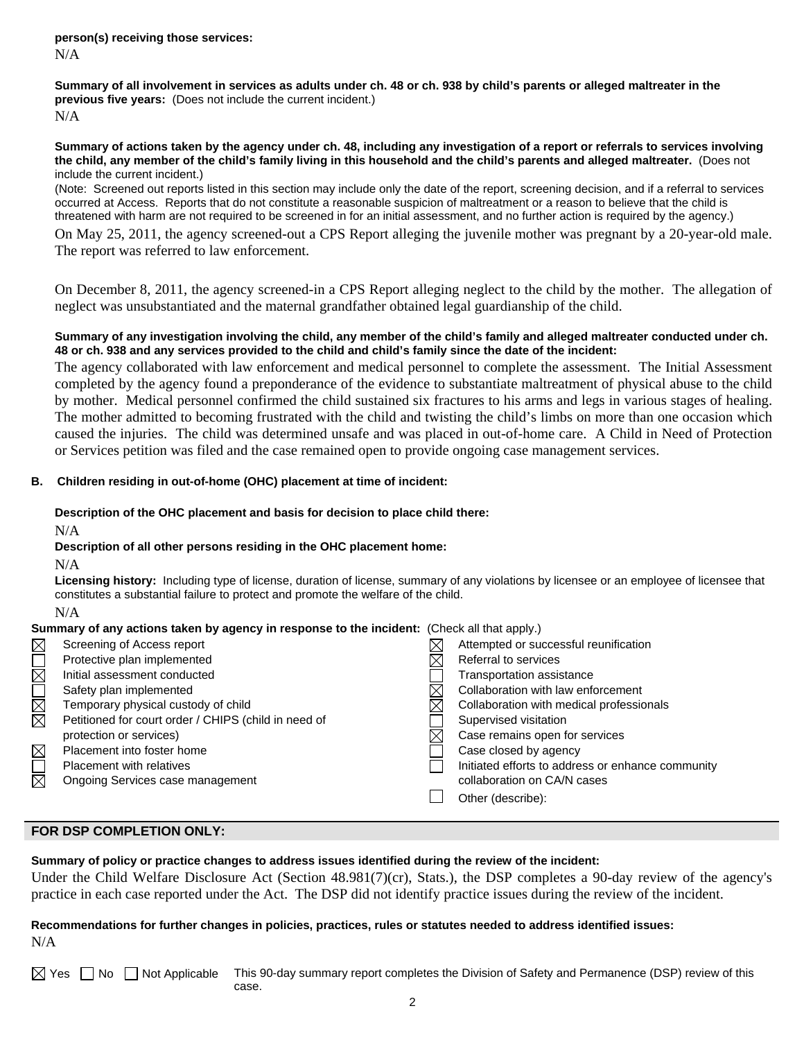**person(s) receiving those services:**
N/A

**Summary of all involvement in services as adults under ch. 48 or ch. 938 by child's parents or alleged maltreater in the previous five years:** (Does not include the current incident.)
N/A

**Summary of actions taken by the agency under ch. 48, including any investigation of a report or referrals to services involving the child, any member of the child's family living in this household and the child's parents and alleged maltreater.** (Does not include the current incident.)
(Note: Screened out reports listed in this section may include only the date of the report, screening decision, and if a referral to services occurred at Access. Reports that do not constitute a reasonable suspicion of maltreatment or a reason to believe that the child is threatened with harm are not required to be screened in for an initial assessment, and no further action is required by the agency.)

On May 25, 2011, the agency screened-out a CPS Report alleging the juvenile mother was pregnant by a 20-year-old male. The report was referred to law enforcement.

On December 8, 2011, the agency screened-in a CPS Report alleging neglect to the child by the mother. The allegation of neglect was unsubstantiated and the maternal grandfather obtained legal guardianship of the child.

**Summary of any investigation involving the child, any member of the child's family and alleged maltreater conducted under ch. 48 or ch. 938 and any services provided to the child and child's family since the date of the incident:**

The agency collaborated with law enforcement and medical personnel to complete the assessment. The Initial Assessment completed by the agency found a preponderance of the evidence to substantiate maltreatment of physical abuse to the child by mother. Medical personnel confirmed the child sustained six fractures to his arms and legs in various stages of healing. The mother admitted to becoming frustrated with the child and twisting the child's limbs on more than one occasion which caused the injuries. The child was determined unsafe and was placed in out-of-home care. A Child in Need of Protection or Services petition was filed and the case remained open to provide ongoing case management services.

**B. Children residing in out-of-home (OHC) placement at time of incident:**

**Description of the OHC placement and basis for decision to place child there:**
N/A

**Description of all other persons residing in the OHC placement home:**
N/A

**Licensing history:** Including type of license, duration of license, summary of any violations by licensee or an employee of licensee that constitutes a substantial failure to protect and promote the welfare of the child.
N/A

**Summary of any actions taken by agency in response to the incident:** (Check all that apply.)

- ☒ Screening of Access report
- ☐ Protective plan implemented
- ☒ Initial assessment conducted
- ☐ Safety plan implemented
- ☒ Temporary physical custody of child
- ☒ Petitioned for court order / CHIPS (child in need of protection or services)
- ☒ Placement into foster home
- ☐ Placement with relatives
- ☒ Ongoing Services case management
- ☒ Attempted or successful reunification
- ☒ Referral to services
- ☐ Transportation assistance
- ☒ Collaboration with law enforcement
- ☒ Collaboration with medical professionals
- ☐ Supervised visitation
- ☒ Case remains open for services
- ☐ Case closed by agency
- ☐ Initiated efforts to address or enhance community collaboration on CA/N cases
- ☐ Other (describe):

## FOR DSP COMPLETION ONLY:

**Summary of policy or practice changes to address issues identified during the review of the incident:**

Under the Child Welfare Disclosure Act (Section 48.981(7)(cr), Stats.), the DSP completes a 90-day review of the agency's practice in each case reported under the Act. The DSP did not identify practice issues during the review of the incident.

**Recommendations for further changes in policies, practices, rules or statutes needed to address identified issues:**
N/A

☒ Yes ☐ No ☐ Not Applicable This 90-day summary report completes the Division of Safety and Permanence (DSP) review of this case.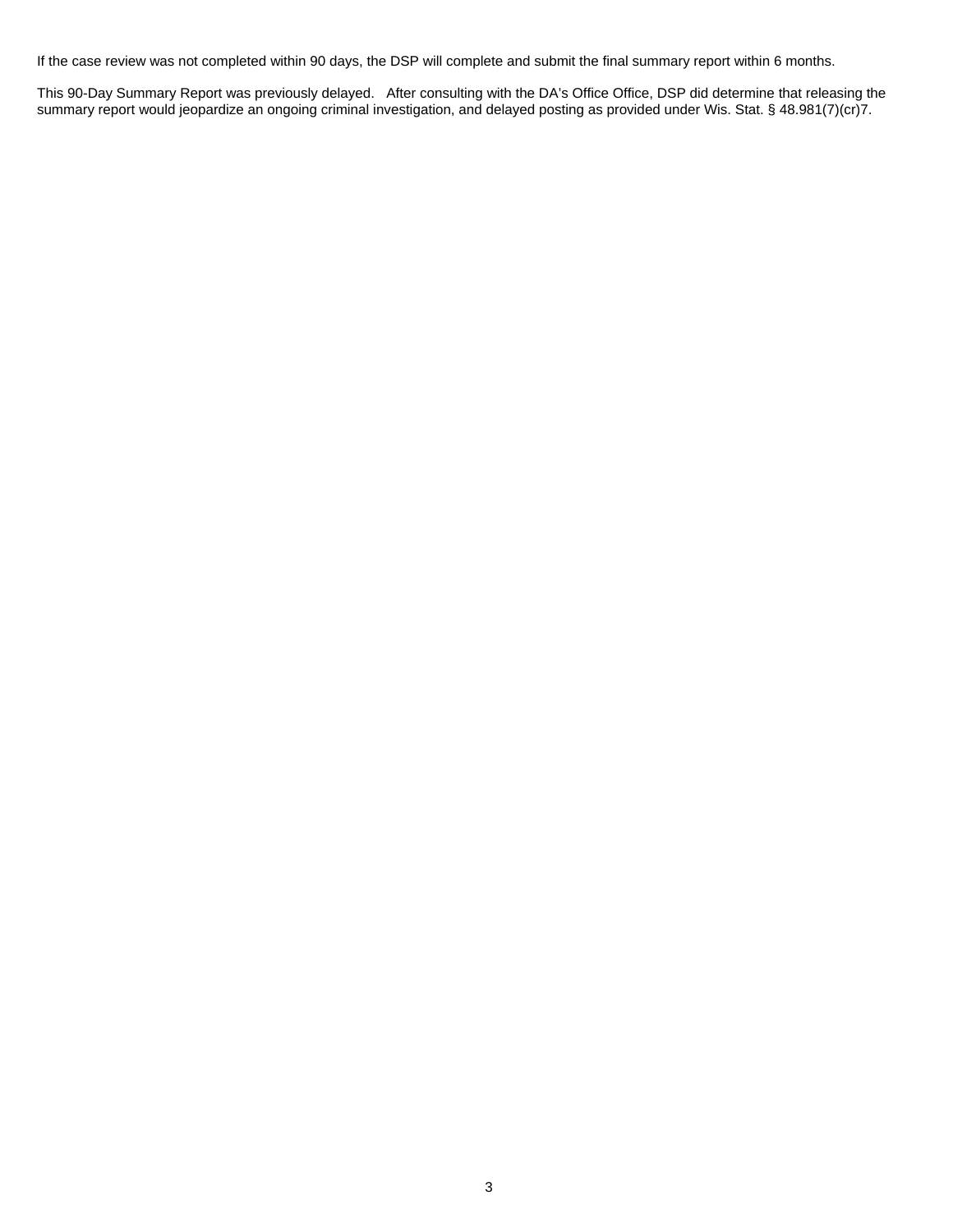If the case review was not completed within 90 days, the DSP will complete and submit the final summary report within 6 months.

This 90-Day Summary Report was previously delayed. After consulting with the DA's Office Office, DSP did determine that releasing the summary report would jeopardize an ongoing criminal investigation, and delayed posting as provided under Wis. Stat. § 48.981(7)(cr)7.